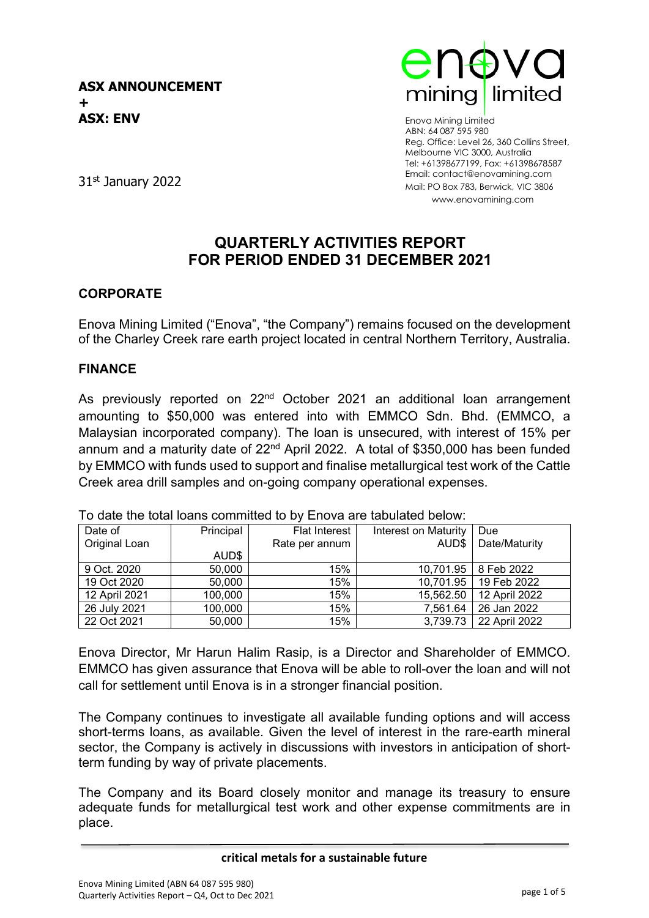**ASX ANNOUNCEMENT**
**+**
**ASX: ENV**

Enova Mining Limited
ABN: 64 087 595 980
Reg. Office: Level 26, 360 Collins Street, Melbourne VIC 3000, Australia
Tel: +61398677199, Fax: +61398678587
Email: contact@enovamining.com
Mail: PO Box 783, Berwick, VIC 3806
www.enovamining.com

31st January 2022

# QUARTERLY ACTIVITIES REPORT FOR PERIOD ENDED 31 DECEMBER 2021

## CORPORATE

Enova Mining Limited ("Enova", "the Company") remains focused on the development of the Charley Creek rare earth project located in central Northern Territory, Australia.

## FINANCE

As previously reported on 22nd October 2021 an additional loan arrangement amounting to $50,000 was entered into with EMMCO Sdn. Bhd. (EMMCO, a Malaysian incorporated company). The loan is unsecured, with interest of 15% per annum and a maturity date of 22nd April 2022. A total of $350,000 has been funded by EMMCO with funds used to support and finalise metallurgical test work of the Cattle Creek area drill samples and on-going company operational expenses.

To date the total loans committed to by Enova are tabulated below:

| Date of Original Loan | Principal AUD$ | Flat Interest Rate per annum | Interest on Maturity AUD$ | Due Date/Maturity |
|---|---|---|---|---|
| 9 Oct. 2020 | 50,000 | 15% | 10,701.95 | 8 Feb 2022 |
| 19 Oct 2020 | 50,000 | 15% | 10,701.95 | 19 Feb 2022 |
| 12 April 2021 | 100,000 | 15% | 15,562.50 | 12 April 2022 |
| 26 July 2021 | 100,000 | 15% | 7,561.64 | 26 Jan 2022 |
| 22 Oct 2021 | 50,000 | 15% | 3,739.73 | 22 April 2022 |

Enova Director, Mr Harun Halim Rasip, is a Director and Shareholder of EMMCO. EMMCO has given assurance that Enova will be able to roll-over the loan and will not call for settlement until Enova is in a stronger financial position.

The Company continues to investigate all available funding options and will access short-terms loans, as available. Given the level of interest in the rare-earth mineral sector, the Company is actively in discussions with investors in anticipation of short-term funding by way of private placements.

The Company and its Board closely monitor and manage its treasury to ensure adequate funds for metallurgical test work and other expense commitments are in place.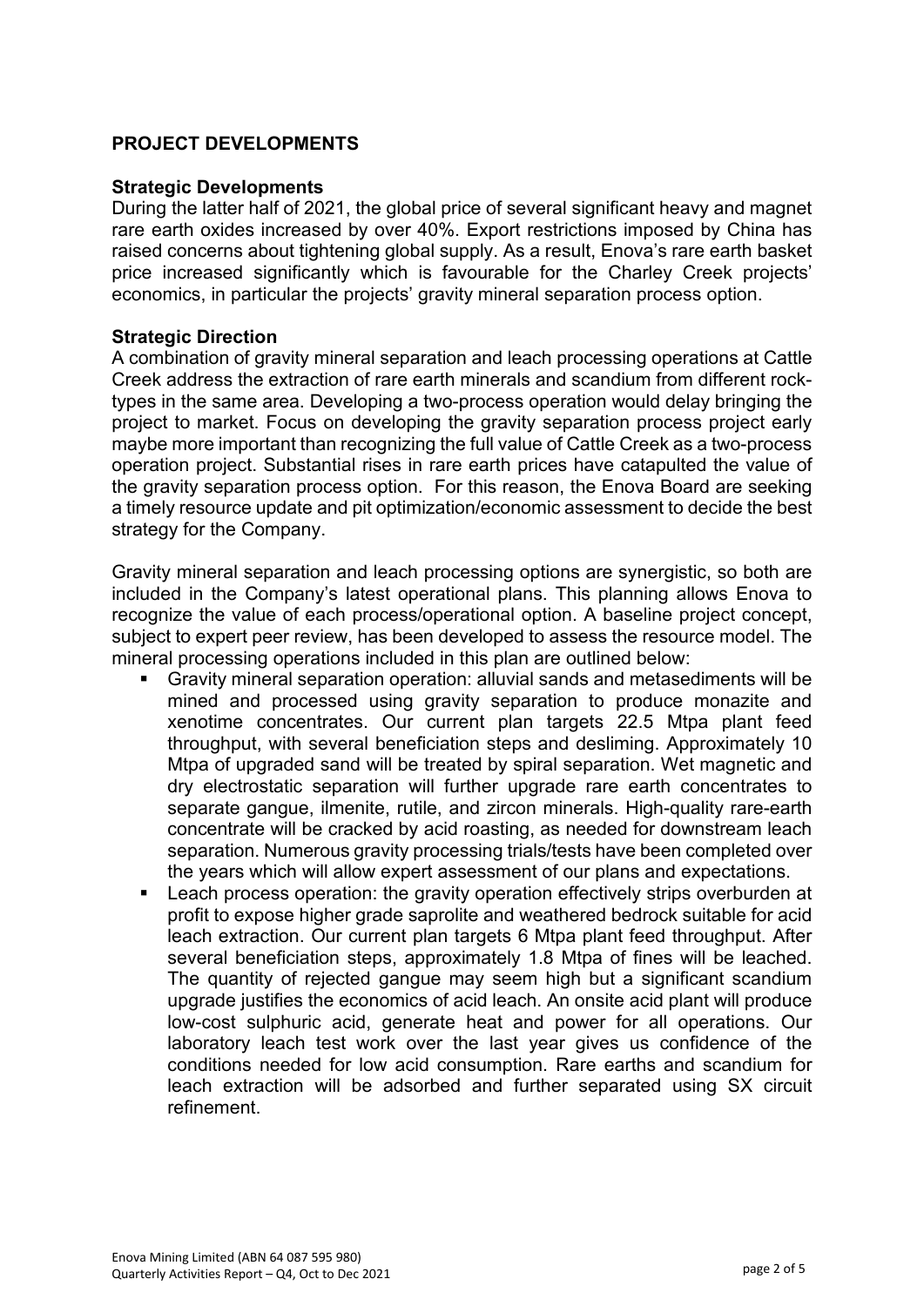## PROJECT DEVELOPMENTS

### Strategic Developments

During the latter half of 2021, the global price of several significant heavy and magnet rare earth oxides increased by over 40%. Export restrictions imposed by China has raised concerns about tightening global supply. As a result, Enova's rare earth basket price increased significantly which is favourable for the Charley Creek projects' economics, in particular the projects' gravity mineral separation process option.

### Strategic Direction

A combination of gravity mineral separation and leach processing operations at Cattle Creek address the extraction of rare earth minerals and scandium from different rock-types in the same area. Developing a two-process operation would delay bringing the project to market. Focus on developing the gravity separation process project early maybe more important than recognizing the full value of Cattle Creek as a two-process operation project. Substantial rises in rare earth prices have catapulted the value of the gravity separation process option. For this reason, the Enova Board are seeking a timely resource update and pit optimization/economic assessment to decide the best strategy for the Company.

Gravity mineral separation and leach processing options are synergistic, so both are included in the Company's latest operational plans. This planning allows Enova to recognize the value of each process/operational option. A baseline project concept, subject to expert peer review, has been developed to assess the resource model. The mineral processing operations included in this plan are outlined below:

- Gravity mineral separation operation: alluvial sands and metasediments will be mined and processed using gravity separation to produce monazite and xenotime concentrates. Our current plan targets 22.5 Mtpa plant feed throughput, with several beneficiation steps and desliming. Approximately 10 Mtpa of upgraded sand will be treated by spiral separation. Wet magnetic and dry electrostatic separation will further upgrade rare earth concentrates to separate gangue, ilmenite, rutile, and zircon minerals. High-quality rare-earth concentrate will be cracked by acid roasting, as needed for downstream leach separation. Numerous gravity processing trials/tests have been completed over the years which will allow expert assessment of our plans and expectations.
- Leach process operation: the gravity operation effectively strips overburden at profit to expose higher grade saprolite and weathered bedrock suitable for acid leach extraction. Our current plan targets 6 Mtpa plant feed throughput. After several beneficiation steps, approximately 1.8 Mtpa of fines will be leached. The quantity of rejected gangue may seem high but a significant scandium upgrade justifies the economics of acid leach. An onsite acid plant will produce low-cost sulphuric acid, generate heat and power for all operations. Our laboratory leach test work over the last year gives us confidence of the conditions needed for low acid consumption. Rare earths and scandium for leach extraction will be adsorbed and further separated using SX circuit refinement.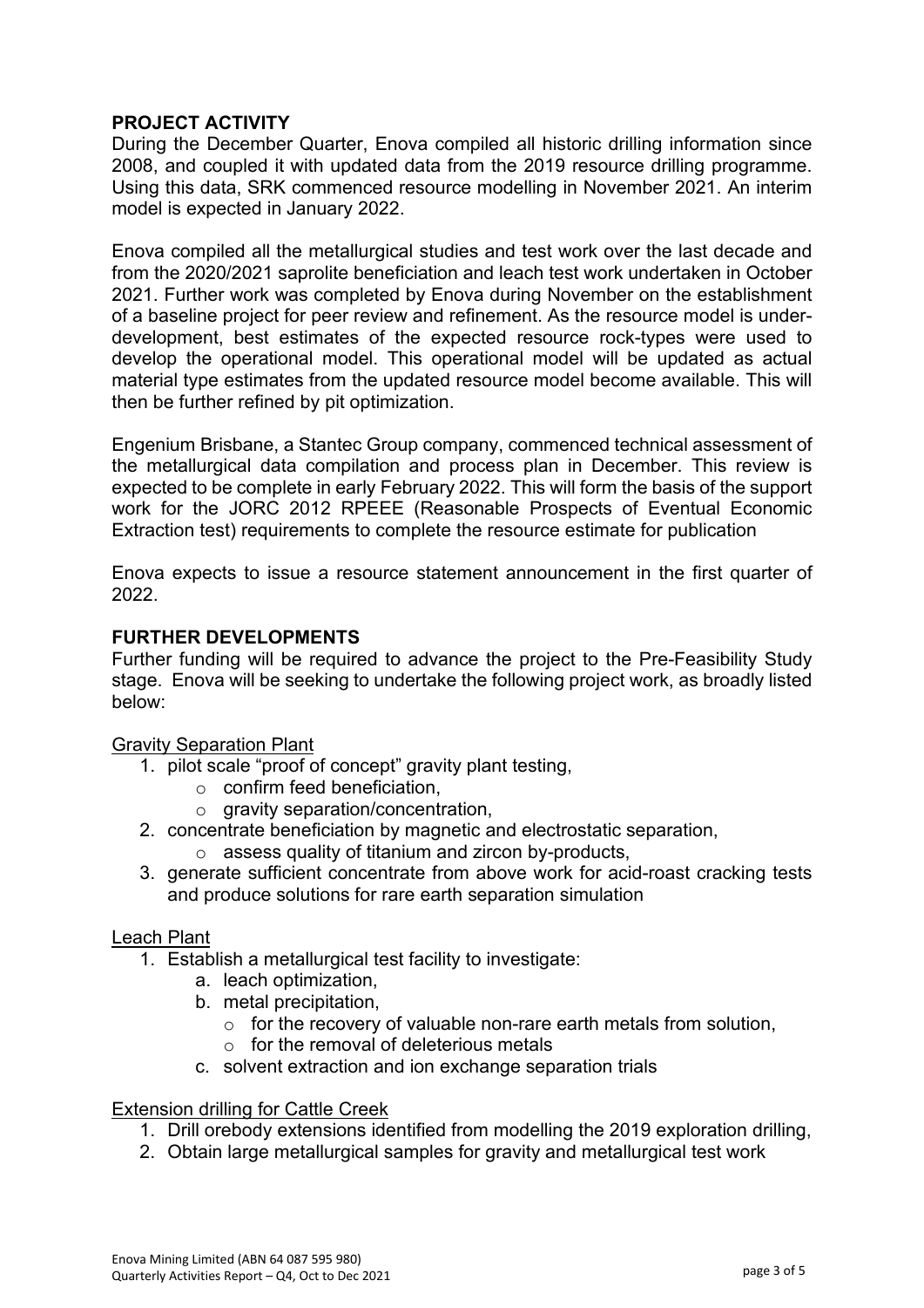## PROJECT ACTIVITY

During the December Quarter, Enova compiled all historic drilling information since 2008, and coupled it with updated data from the 2019 resource drilling programme. Using this data, SRK commenced resource modelling in November 2021. An interim model is expected in January 2022.

Enova compiled all the metallurgical studies and test work over the last decade and from the 2020/2021 saprolite beneficiation and leach test work undertaken in October 2021. Further work was completed by Enova during November on the establishment of a baseline project for peer review and refinement. As the resource model is under-development, best estimates of the expected resource rock-types were used to develop the operational model. This operational model will be updated as actual material type estimates from the updated resource model become available. This will then be further refined by pit optimization.

Engenium Brisbane, a Stantec Group company, commenced technical assessment of the metallurgical data compilation and process plan in December. This review is expected to be complete in early February 2022. This will form the basis of the support work for the JORC 2012 RPEEE (Reasonable Prospects of Eventual Economic Extraction test) requirements to complete the resource estimate for publication

Enova expects to issue a resource statement announcement in the first quarter of 2022.

## FURTHER DEVELOPMENTS

Further funding will be required to advance the project to the Pre-Feasibility Study stage. Enova will be seeking to undertake the following project work, as broadly listed below:

Gravity Separation Plant

1. pilot scale "proof of concept" gravity plant testing,
   - confirm feed beneficiation,
   - gravity separation/concentration,
2. concentrate beneficiation by magnetic and electrostatic separation,
   - assess quality of titanium and zircon by-products,
3. generate sufficient concentrate from above work for acid-roast cracking tests and produce solutions for rare earth separation simulation

Leach Plant

1. Establish a metallurgical test facility to investigate:
   a. leach optimization,
   b. metal precipitation,
      - for the recovery of valuable non-rare earth metals from solution,
      - for the removal of deleterious metals
   c. solvent extraction and ion exchange separation trials

Extension drilling for Cattle Creek

1. Drill orebody extensions identified from modelling the 2019 exploration drilling,
2. Obtain large metallurgical samples for gravity and metallurgical test work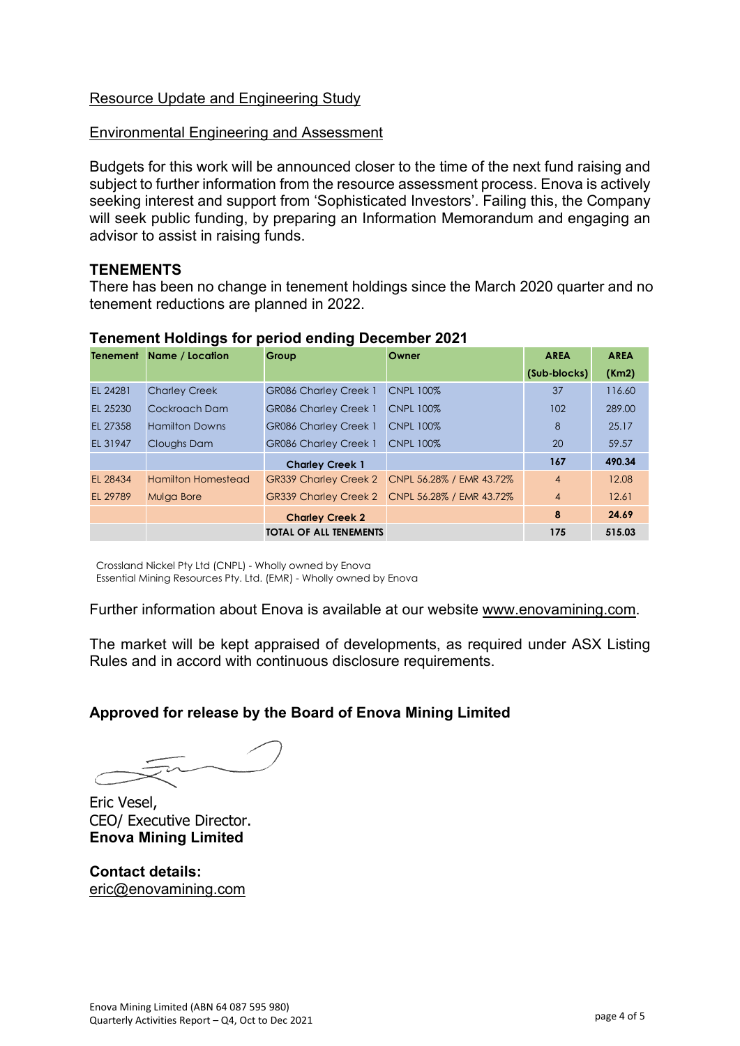Resource Update and Engineering Study

Environmental Engineering and Assessment

Budgets for this work will be announced closer to the time of the next fund raising and subject to further information from the resource assessment process. Enova is actively seeking interest and support from 'Sophisticated Investors'. Failing this, the Company will seek public funding, by preparing an Information Memorandum and engaging an advisor to assist in raising funds.

## TENEMENTS

There has been no change in tenement holdings since the March 2020 quarter and no tenement reductions are planned in 2022.

### Tenement Holdings for period ending December 2021

| Tenement | Name / Location | Group | Owner | AREA (Sub-blocks) | AREA (Km2) |
|---|---|---|---|---|---|
| EL 24281 | Charley Creek | GR086 Charley Creek 1 | CNPL 100% | 37 | 116.60 |
| EL 25230 | Cockroach Dam | GR086 Charley Creek 1 | CNPL 100% | 102 | 289.00 |
| EL 27358 | Hamilton Downs | GR086 Charley Creek 1 | CNPL 100% | 8 | 25.17 |
| EL 31947 | Cloughs Dam | GR086 Charley Creek 1 | CNPL 100% | 20 | 59.57 |
| | | **Charley Creek 1** | | **167** | **490.34** |
| EL 28434 | Hamilton Homestead | GR339 Charley Creek 2 | CNPL 56.28% / EMR 43.72% | 4 | 12.08 |
| EL 29789 | Mulga Bore | GR339 Charley Creek 2 | CNPL 56.28% / EMR 43.72% | 4 | 12.61 |
| | | **Charley Creek 2** | | **8** | **24.69** |
| | | **TOTAL OF ALL TENEMENTS** | | **175** | **515.03** |

Crossland Nickel Pty Ltd (CNPL) - Wholly owned by Enova
Essential Mining Resources Pty. Ltd. (EMR) - Wholly owned by Enova

Further information about Enova is available at our website www.enovamining.com.

The market will be kept appraised of developments, as required under ASX Listing Rules and in accord with continuous disclosure requirements.

**Approved for release by the Board of Enova Mining Limited**

Eric Vesel,
CEO/ Executive Director.
**Enova Mining Limited**

**Contact details:**
eric@enovamining.com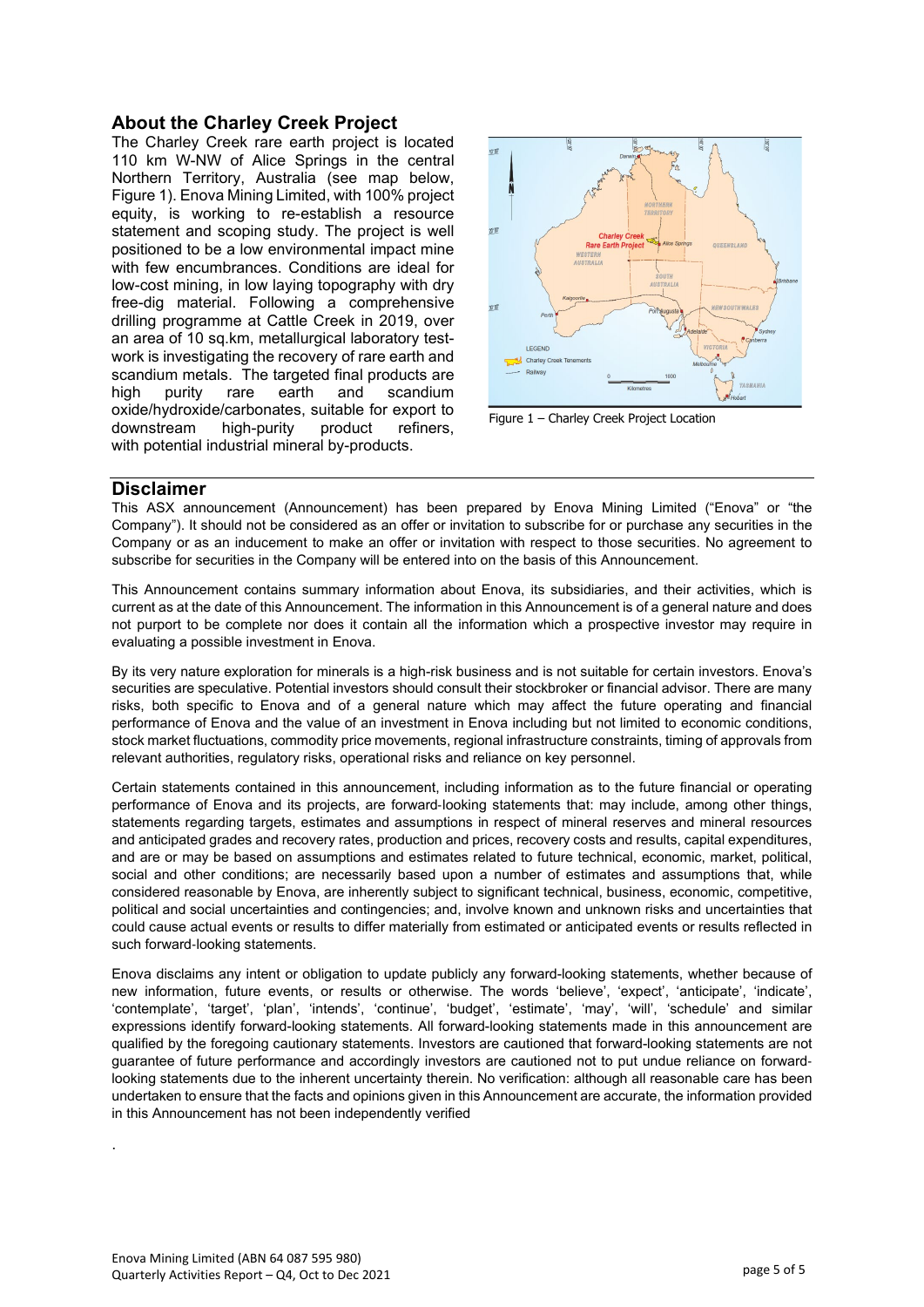## About the Charley Creek Project

The Charley Creek rare earth project is located 110 km W-NW of Alice Springs in the central Northern Territory, Australia (see map below, Figure 1). Enova Mining Limited, with 100% project equity, is working to re-establish a resource statement and scoping study. The project is well positioned to be a low environmental impact mine with few encumbrances. Conditions are ideal for low-cost mining, in low laying topography with dry free-dig material. Following a comprehensive drilling programme at Cattle Creek in 2019, over an area of 10 sq.km, metallurgical laboratory test-work is investigating the recovery of rare earth and scandium metals. The targeted final products are high purity rare earth and scandium oxide/hydroxide/carbonates, suitable for export to downstream high-purity product refiners, with potential industrial mineral by-products.

Figure 1 – Charley Creek Project Location

## Disclaimer

This ASX announcement (Announcement) has been prepared by Enova Mining Limited ("Enova" or "the Company"). It should not be considered as an offer or invitation to subscribe for or purchase any securities in the Company or as an inducement to make an offer or invitation with respect to those securities. No agreement to subscribe for securities in the Company will be entered into on the basis of this Announcement.

This Announcement contains summary information about Enova, its subsidiaries, and their activities, which is current as at the date of this Announcement. The information in this Announcement is of a general nature and does not purport to be complete nor does it contain all the information which a prospective investor may require in evaluating a possible investment in Enova.

By its very nature exploration for minerals is a high-risk business and is not suitable for certain investors. Enova's securities are speculative. Potential investors should consult their stockbroker or financial advisor. There are many risks, both specific to Enova and of a general nature which may affect the future operating and financial performance of Enova and the value of an investment in Enova including but not limited to economic conditions, stock market fluctuations, commodity price movements, regional infrastructure constraints, timing of approvals from relevant authorities, regulatory risks, operational risks and reliance on key personnel.

Certain statements contained in this announcement, including information as to the future financial or operating performance of Enova and its projects, are forward-looking statements that: may include, among other things, statements regarding targets, estimates and assumptions in respect of mineral reserves and mineral resources and anticipated grades and recovery rates, production and prices, recovery costs and results, capital expenditures, and are or may be based on assumptions and estimates related to future technical, economic, market, political, social and other conditions; are necessarily based upon a number of estimates and assumptions that, while considered reasonable by Enova, are inherently subject to significant technical, business, economic, competitive, political and social uncertainties and contingencies; and, involve known and unknown risks and uncertainties that could cause actual events or results to differ materially from estimated or anticipated events or results reflected in such forward-looking statements.

Enova disclaims any intent or obligation to update publicly any forward-looking statements, whether because of new information, future events, or results or otherwise. The words 'believe', 'expect', 'anticipate', 'indicate', 'contemplate', 'target', 'plan', 'intends', 'continue', 'budget', 'estimate', 'may', 'will', 'schedule' and similar expressions identify forward-looking statements. All forward-looking statements made in this announcement are qualified by the foregoing cautionary statements. Investors are cautioned that forward-looking statements are not guarantee of future performance and accordingly investors are cautioned not to put undue reliance on forward-looking statements due to the inherent uncertainty therein. No verification: although all reasonable care has been undertaken to ensure that the facts and opinions given in this Announcement are accurate, the information provided in this Announcement has not been independently verified

.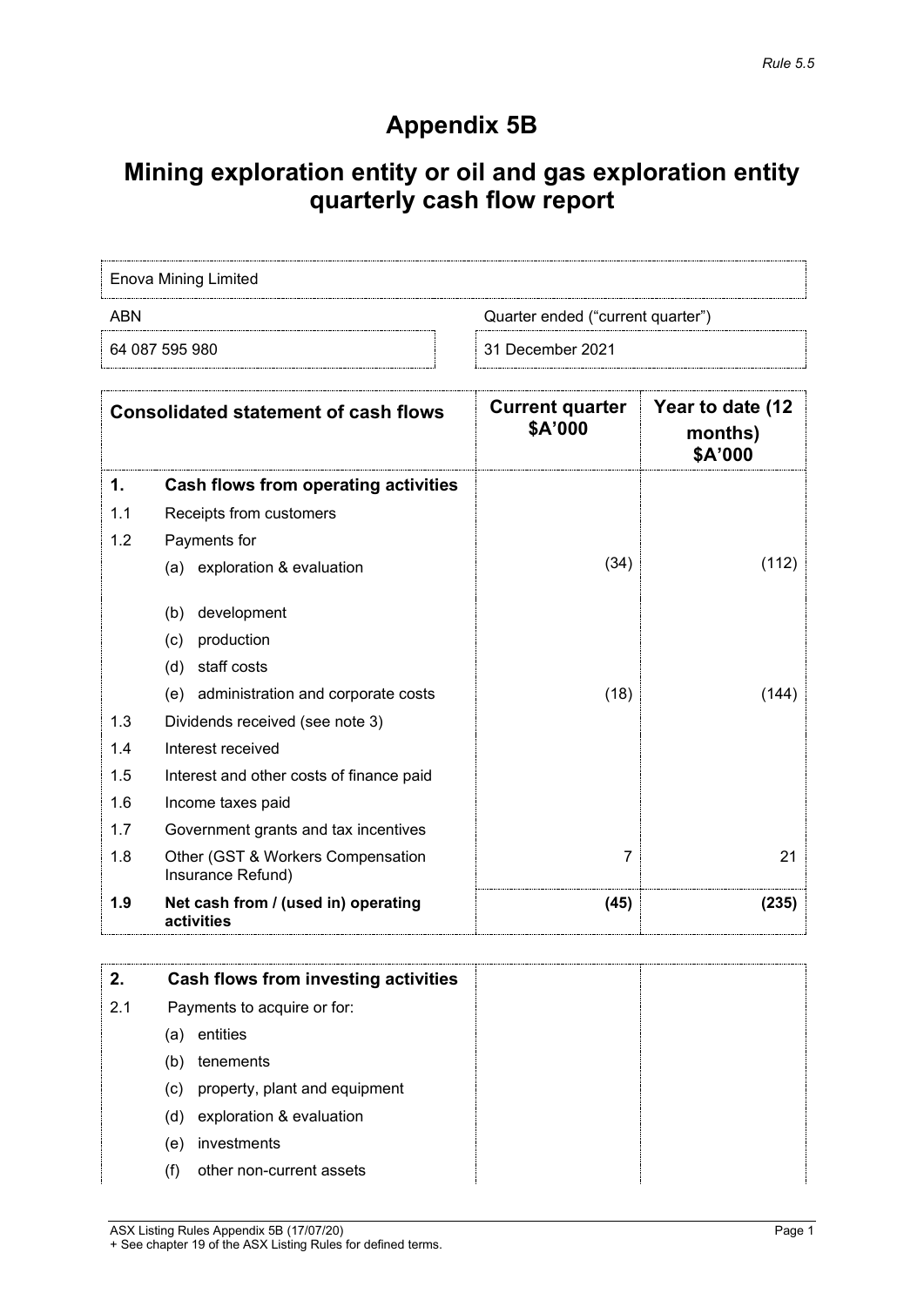*Rule 5.5*

# Appendix 5B

## Mining exploration entity or oil and gas exploration entity quarterly cash flow report

| Name of entity | |
|---|---|
| Enova Mining Limited | |
| ABN | Quarter ended ("current quarter") |
| 64 087 595 980 | 31 December 2021 |

| | Consolidated statement of cash flows | Current quarter $A'000 | Year to date (12 months) $A'000 |
|---|---|---|---|
| **1.** | **Cash flows from operating activities** | | |
| 1.1 | Receipts from customers | | |
| 1.2 | Payments for | | |
| | (a) exploration & evaluation | (34) | (112) |
| | (b) development | | |
| | (c) production | | |
| | (d) staff costs | | |
| | (e) administration and corporate costs | (18) | (144) |
| 1.3 | Dividends received (see note 3) | | |
| 1.4 | Interest received | | |
| 1.5 | Interest and other costs of finance paid | | |
| 1.6 | Income taxes paid | | |
| 1.7 | Government grants and tax incentives | | |
| 1.8 | Other (GST & Workers Compensation Insurance Refund) | 7 | 21 |
| **1.9** | **Net cash from / (used in) operating activities** | **(45)** | **(235)** |

| | | | |
|---|---|---|---|
| **2.** | **Cash flows from investing activities** | | |
| 2.1 | Payments to acquire or for: | | |
| | (a) entities | | |
| | (b) tenements | | |
| | (c) property, plant and equipment | | |
| | (d) exploration & evaluation | | |
| | (e) investments | | |
| | (f) other non-current assets | | |

ASX Listing Rules Appendix 5B (17/07/20)
+ See chapter 19 of the ASX Listing Rules for defined terms.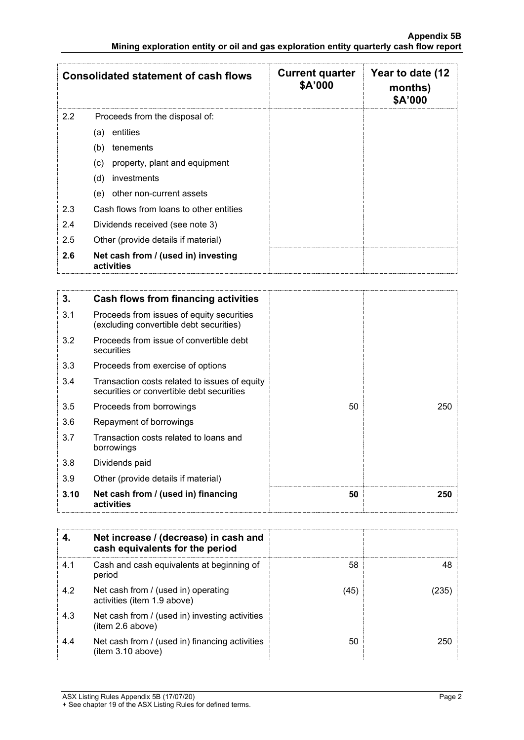| Consolidated statement of cash flows | | Current quarter $A'000 | Year to date (12 months) $A'000 |
|---|---|---|---|
| 2.2 | Proceeds from the disposal of: | | |
| | (a) entities | | |
| | (b) tenements | | |
| | (c) property, plant and equipment | | |
| | (d) investments | | |
| | (e) other non-current assets | | |
| 2.3 | Cash flows from loans to other entities | | |
| 2.4 | Dividends received (see note 3) | | |
| 2.5 | Other (provide details if material) | | |
| **2.6** | **Net cash from / (used in) investing activities** | | |

| | | | |
|---|---|---|---|
| **3.** | **Cash flows from financing activities** | | |
| 3.1 | Proceeds from issues of equity securities (excluding convertible debt securities) | | |
| 3.2 | Proceeds from issue of convertible debt securities | | |
| 3.3 | Proceeds from exercise of options | | |
| 3.4 | Transaction costs related to issues of equity securities or convertible debt securities | | |
| 3.5 | Proceeds from borrowings | 50 | 250 |
| 3.6 | Repayment of borrowings | | |
| 3.7 | Transaction costs related to loans and borrowings | | |
| 3.8 | Dividends paid | | |
| 3.9 | Other (provide details if material) | | |
| **3.10** | **Net cash from / (used in) financing activities** | **50** | **250** |

| | | | |
|---|---|---|---|
| **4.** | **Net increase / (decrease) in cash and cash equivalents for the period** | | |
| 4.1 | Cash and cash equivalents at beginning of period | 58 | 48 |
| 4.2 | Net cash from / (used in) operating activities (item 1.9 above) | (45) | (235) |
| 4.3 | Net cash from / (used in) investing activities (item 2.6 above) | | |
| 4.4 | Net cash from / (used in) financing activities (item 3.10 above) | 50 | 250 |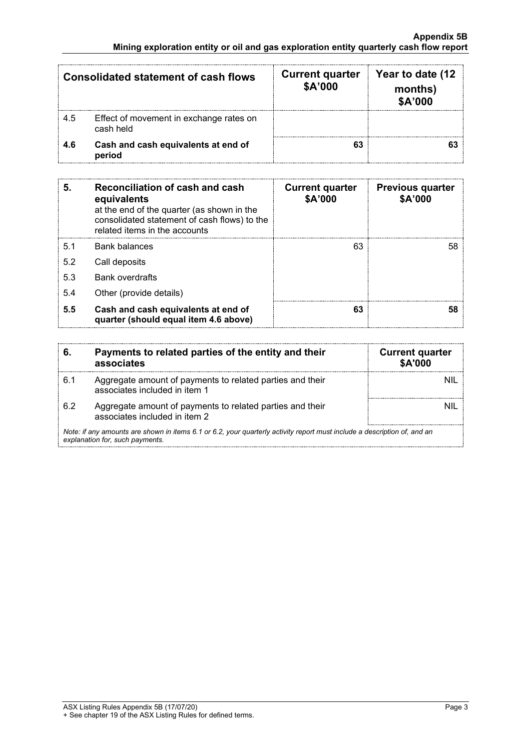| Consolidated statement of cash flows | | Current quarter $A'000 | Year to date (12 months) $A'000 |
|---|---|---|---|
| 4.5 | Effect of movement in exchange rates on cash held | | |
| **4.6** | **Cash and cash equivalents at end of period** | **63** | **63** |

| 5. | **Reconciliation of cash and cash equivalents** at the end of the quarter (as shown in the consolidated statement of cash flows) to the related items in the accounts | Current quarter $A'000 | Previous quarter $A'000 |
|---|---|---|---|
| 5.1 | Bank balances | 63 | 58 |
| 5.2 | Call deposits | | |
| 5.3 | Bank overdrafts | | |
| 5.4 | Other (provide details) | | |
| **5.5** | **Cash and cash equivalents at end of quarter (should equal item 4.6 above)** | **63** | **58** |

| 6. | Payments to related parties of the entity and their associates | Current quarter $A'000 |
|---|---|---|
| 6.1 | Aggregate amount of payments to related parties and their associates included in item 1 | NIL |
| 6.2 | Aggregate amount of payments to related parties and their associates included in item 2 | NIL |

*Note: if any amounts are shown in items 6.1 or 6.2, your quarterly activity report must include a description of, and an explanation for, such payments.*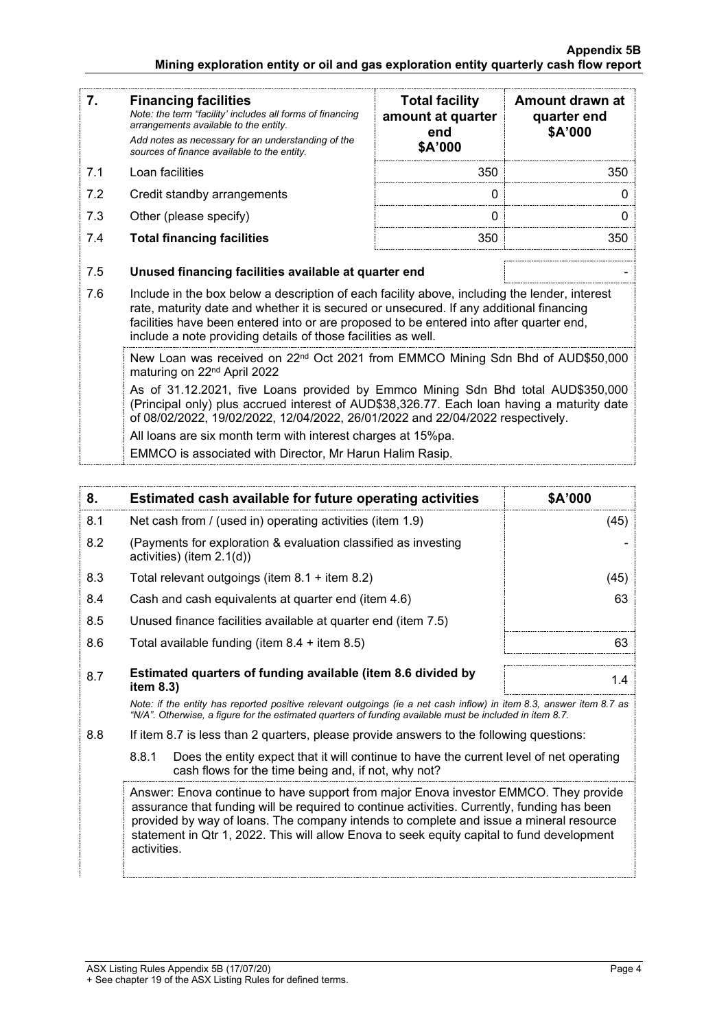| 7. | **Financing facilities** *Note: the term "facility' includes all forms of financing arrangements available to the entity.* *Add notes as necessary for an understanding of the sources of finance available to the entity.* | **Total facility amount at quarter end \$A'000** | **Amount drawn at quarter end \$A'000** |
|---|---|---|---|
| 7.1 | Loan facilities | 350 | 350 |
| 7.2 | Credit standby arrangements | 0 | 0 |
| 7.3 | Other (please specify) | 0 | 0 |
| 7.4 | **Total financing facilities** | 350 | 350 |

| | | |
|---|---|---|
| 7.5 | **Unused financing facilities available at quarter end** | - |
| 7.6 | Include in the box below a description of each facility above, including the lender, interest rate, maturity date and whether it is secured or unsecured. If any additional financing facilities have been entered into or are proposed to be entered into after quarter end, include a note providing details of those facilities as well. | |

New Loan was received on 22nd Oct 2021 from EMMCO Mining Sdn Bhd of AUD\$50,000 maturing on 22nd April 2022

As of 31.12.2021, five Loans provided by Emmco Mining Sdn Bhd total AUD\$350,000 (Principal only) plus accrued interest of AUD\$38,326.77. Each loan having a maturity date of 08/02/2022, 19/02/2022, 12/04/2022, 26/01/2022 and 22/04/2022 respectively.

All loans are six month term with interest charges at 15%pa.

EMMCO is associated with Director, Mr Harun Halim Rasip.

| 8. | **Estimated cash available for future operating activities** | **\$A'000** |
|---|---|---|
| 8.1 | Net cash from / (used in) operating activities (item 1.9) | (45) |
| 8.2 | (Payments for exploration & evaluation classified as investing activities) (item 2.1(d)) | - |
| 8.3 | Total relevant outgoings (item 8.1 + item 8.2) | (45) |
| 8.4 | Cash and cash equivalents at quarter end (item 4.6) | 63 |
| 8.5 | Unused finance facilities available at quarter end (item 7.5) | |
| 8.6 | Total available funding (item 8.4 + item 8.5) | 63 |
| 8.7 | **Estimated quarters of funding available (item 8.6 divided by item 8.3)** | 1.4 |

*Note: if the entity has reported positive relevant outgoings (ie a net cash inflow) in item 8.3, answer item 8.7 as "N/A". Otherwise, a figure for the estimated quarters of funding available must be included in item 8.7.*

8.8 If item 8.7 is less than 2 quarters, please provide answers to the following questions:

8.8.1 Does the entity expect that it will continue to have the current level of net operating cash flows for the time being and, if not, why not?

Answer: Enova continue to have support from major Enova investor EMMCO. They provide assurance that funding will be required to continue activities. Currently, funding has been provided by way of loans. The company intends to complete and issue a mineral resource statement in Qtr 1, 2022. This will allow Enova to seek equity capital to fund development activities.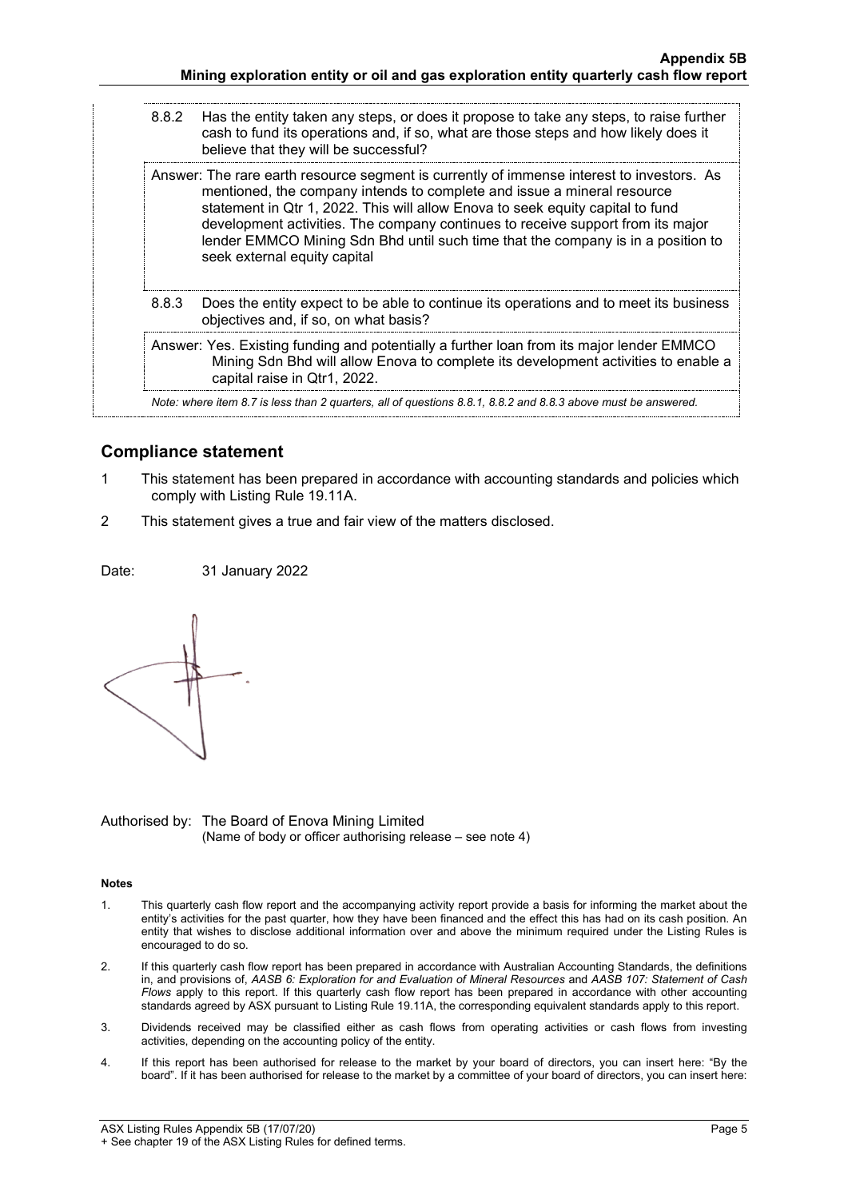8.8.2 Has the entity taken any steps, or does it propose to take any steps, to raise further cash to fund its operations and, if so, what are those steps and how likely does it believe that they will be successful?

Answer: The rare earth resource segment is currently of immense interest to investors. As mentioned, the company intends to complete and issue a mineral resource statement in Qtr 1, 2022. This will allow Enova to seek equity capital to fund development activities. The company continues to receive support from its major lender EMMCO Mining Sdn Bhd until such time that the company is in a position to seek external equity capital

8.8.3 Does the entity expect to be able to continue its operations and to meet its business objectives and, if so, on what basis?

Answer: Yes. Existing funding and potentially a further loan from its major lender EMMCO Mining Sdn Bhd will allow Enova to complete its development activities to enable a capital raise in Qtr1, 2022.

*Note: where item 8.7 is less than 2 quarters, all of questions 8.8.1, 8.8.2 and 8.8.3 above must be answered.*

## Compliance statement

1 This statement has been prepared in accordance with accounting standards and policies which comply with Listing Rule 19.11A.

2 This statement gives a true and fair view of the matters disclosed.

Date: 31 January 2022

Authorised by: The Board of Enova Mining Limited
(Name of body or officer authorising release – see note 4)

**Notes**

1. This quarterly cash flow report and the accompanying activity report provide a basis for informing the market about the entity's activities for the past quarter, how they have been financed and the effect this has had on its cash position. An entity that wishes to disclose additional information over and above the minimum required under the Listing Rules is encouraged to do so.
2. If this quarterly cash flow report has been prepared in accordance with Australian Accounting Standards, the definitions in, and provisions of, *AASB 6: Exploration for and Evaluation of Mineral Resources* and *AASB 107: Statement of Cash Flows* apply to this report. If this quarterly cash flow report has been prepared in accordance with other accounting standards agreed by ASX pursuant to Listing Rule 19.11A, the corresponding equivalent standards apply to this report.
3. Dividends received may be classified either as cash flows from operating activities or cash flows from investing activities, depending on the accounting policy of the entity.
4. If this report has been authorised for release to the market by your board of directors, you can insert here: "By the board". If it has been authorised for release to the market by a committee of your board of directors, you can insert here: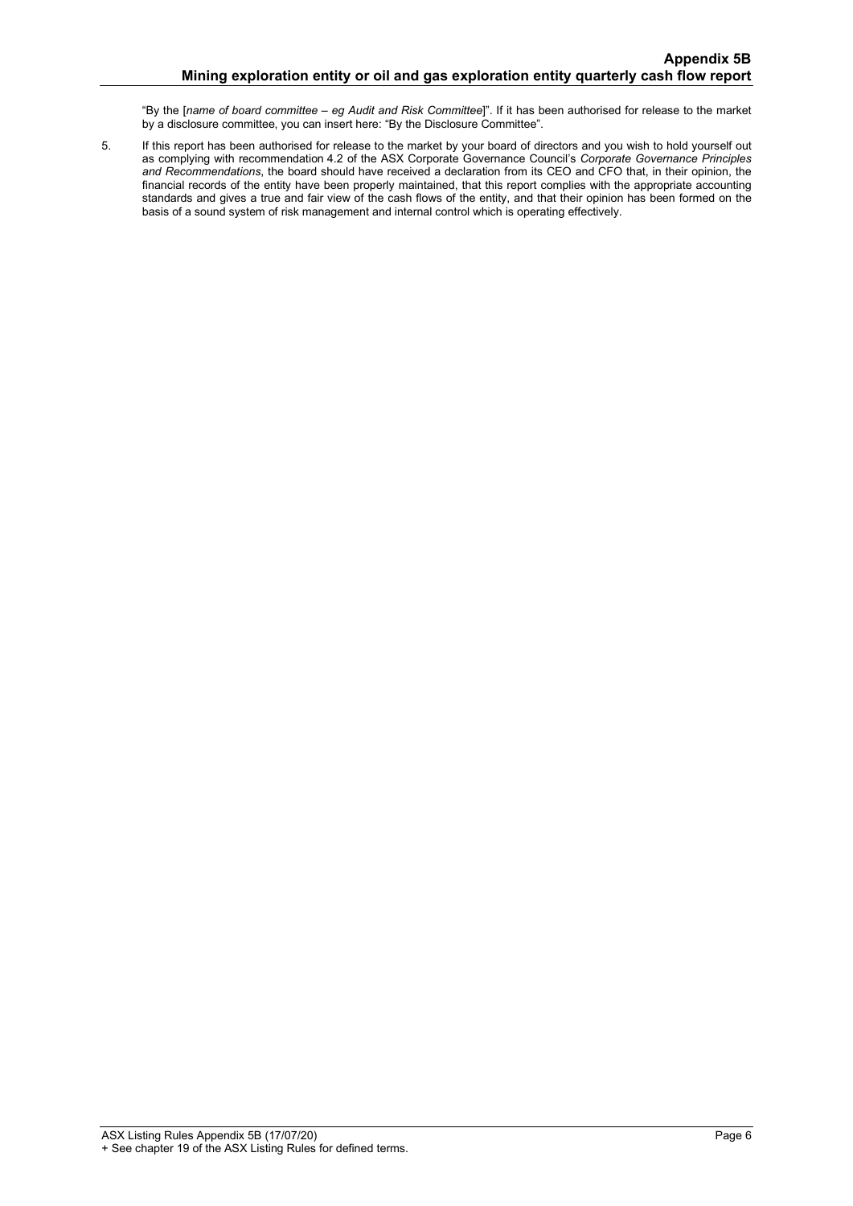"By the [*name of board committee – eg Audit and Risk Committee*]". If it has been authorised for release to the market by a disclosure committee, you can insert here: "By the Disclosure Committee".

5. If this report has been authorised for release to the market by your board of directors and you wish to hold yourself out as complying with recommendation 4.2 of the ASX Corporate Governance Council's *Corporate Governance Principles and Recommendations*, the board should have received a declaration from its CEO and CFO that, in their opinion, the financial records of the entity have been properly maintained, that this report complies with the appropriate accounting standards and gives a true and fair view of the cash flows of the entity, and that their opinion has been formed on the basis of a sound system of risk management and internal control which is operating effectively.